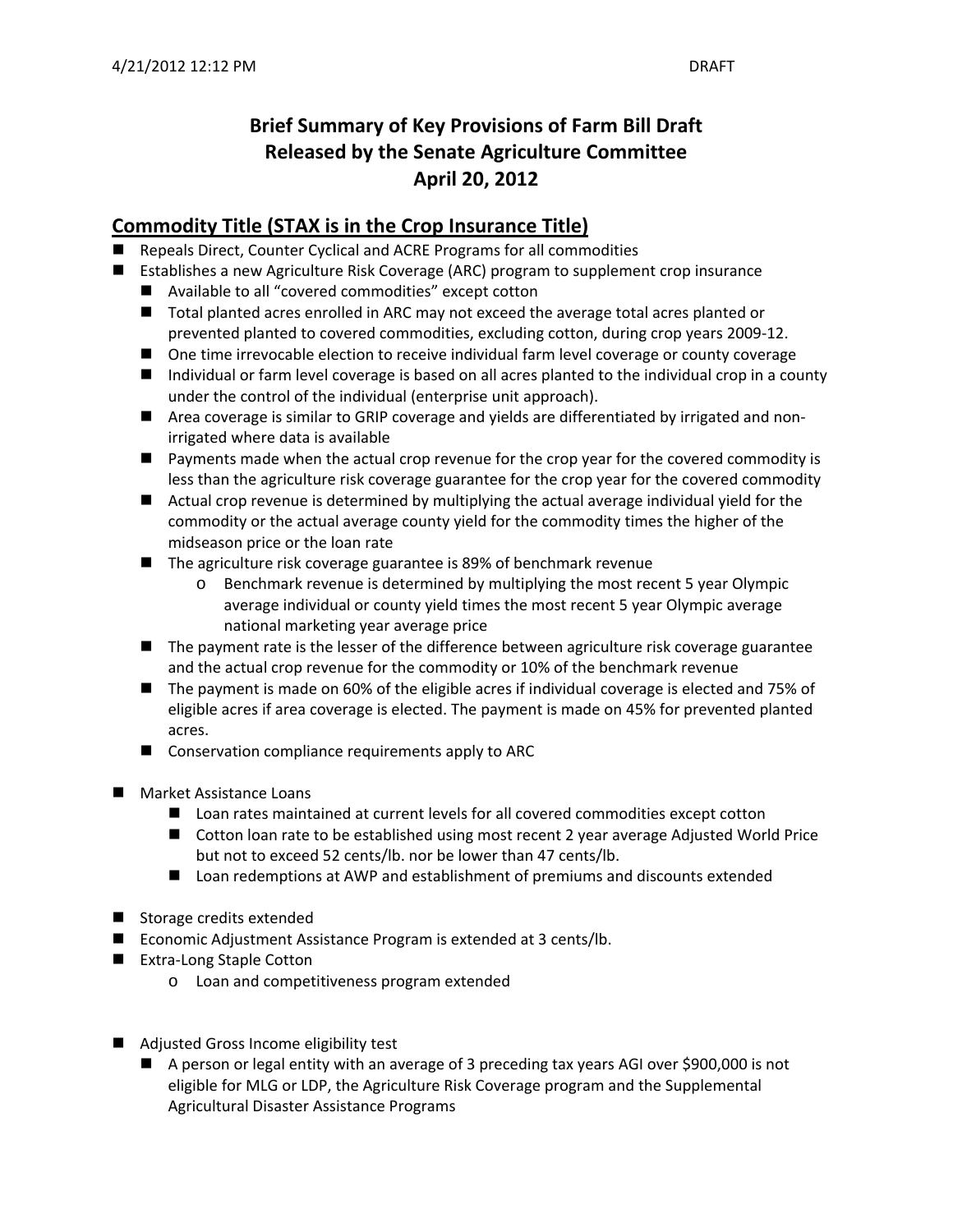4/21/2012 12:12 PM DRAFT

# Brief Summary of Key Provisions of Farm Bill Draft Released by the Senate Agriculture Committee April 20, 2012

## Commodity Title (STAX is in the Crop Insurance Title)

- Repeals Direct, Counter Cyclical and ACRE Programs for all commodities
- Establishes a new Agriculture Risk Coverage (ARC) program to supplement crop insurance
  - Available to all "covered commodities" except cotton
  - Total planted acres enrolled in ARC may not exceed the average total acres planted or prevented planted to covered commodities, excluding cotton, during crop years 2009-12.
  - One time irrevocable election to receive individual farm level coverage or county coverage
  - Individual or farm level coverage is based on all acres planted to the individual crop in a county under the control of the individual (enterprise unit approach).
  - Area coverage is similar to GRIP coverage and yields are differentiated by irrigated and non-irrigated where data is available
  - Payments made when the actual crop revenue for the crop year for the covered commodity is less than the agriculture risk coverage guarantee for the crop year for the covered commodity
  - Actual crop revenue is determined by multiplying the actual average individual yield for the commodity or the actual average county yield for the commodity times the higher of the midseason price or the loan rate
  - The agriculture risk coverage guarantee is 89% of benchmark revenue
    - Benchmark revenue is determined by multiplying the most recent 5 year Olympic average individual or county yield times the most recent 5 year Olympic average national marketing year average price
  - The payment rate is the lesser of the difference between agriculture risk coverage guarantee and the actual crop revenue for the commodity or 10% of the benchmark revenue
  - The payment is made on 60% of the eligible acres if individual coverage is elected and 75% of eligible acres if area coverage is elected. The payment is made on 45% for prevented planted acres.
  - Conservation compliance requirements apply to ARC

- Market Assistance Loans
  - Loan rates maintained at current levels for all covered commodities except cotton
  - Cotton loan rate to be established using most recent 2 year average Adjusted World Price but not to exceed 52 cents/lb. nor be lower than 47 cents/lb.
  - Loan redemptions at AWP and establishment of premiums and discounts extended

- Storage credits extended
- Economic Adjustment Assistance Program is extended at 3 cents/lb.
- Extra-Long Staple Cotton
  - Loan and competitiveness program extended

- Adjusted Gross Income eligibility test
  - A person or legal entity with an average of 3 preceding tax years AGI over $900,000 is not eligible for MLG or LDP, the Agriculture Risk Coverage program and the Supplemental Agricultural Disaster Assistance Programs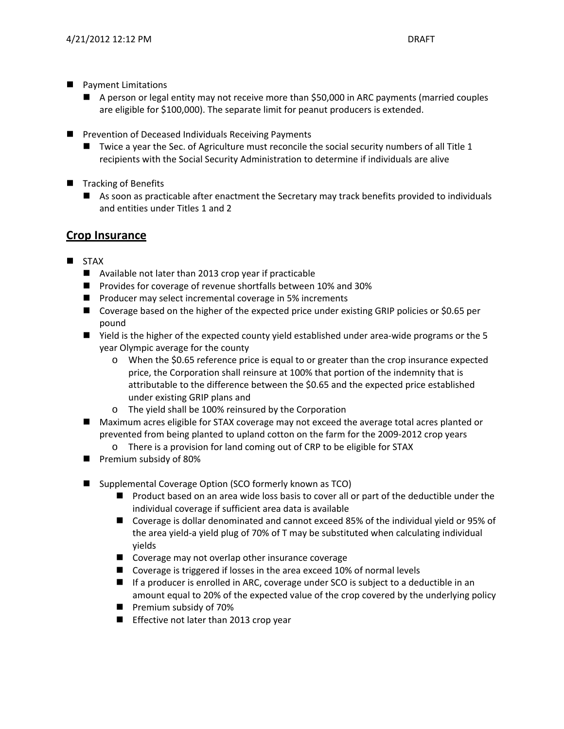- Payment Limitations
  - A person or legal entity may not receive more than $50,000 in ARC payments (married couples are eligible for $100,000). The separate limit for peanut producers is extended.

- Prevention of Deceased Individuals Receiving Payments
  - Twice a year the Sec. of Agriculture must reconcile the social security numbers of all Title 1 recipients with the Social Security Administration to determine if individuals are alive

- Tracking of Benefits
  - As soon as practicable after enactment the Secretary may track benefits provided to individuals and entities under Titles 1 and 2

## Crop Insurance

- STAX
  - Available not later than 2013 crop year if practicable
  - Provides for coverage of revenue shortfalls between 10% and 30%
  - Producer may select incremental coverage in 5% increments
  - Coverage based on the higher of the expected price under existing GRIP policies or $0.65 per pound
  - Yield is the higher of the expected county yield established under area-wide programs or the 5 year Olympic average for the county
    - When the $0.65 reference price is equal to or greater than the crop insurance expected price, the Corporation shall reinsure at 100% that portion of the indemnity that is attributable to the difference between the $0.65 and the expected price established under existing GRIP plans and
    - The yield shall be 100% reinsured by the Corporation
  - Maximum acres eligible for STAX coverage may not exceed the average total acres planted or prevented from being planted to upland cotton on the farm for the 2009-2012 crop years
    - There is a provision for land coming out of CRP to be eligible for STAX
  - Premium subsidy of 80%

  - Supplemental Coverage Option (SCO formerly known as TCO)
    - Product based on an area wide loss basis to cover all or part of the deductible under the individual coverage if sufficient area data is available
    - Coverage is dollar denominated and cannot exceed 85% of the individual yield or 95% of the area yield-a yield plug of 70% of T may be substituted when calculating individual yields
    - Coverage may not overlap other insurance coverage
    - Coverage is triggered if losses in the area exceed 10% of normal levels
    - If a producer is enrolled in ARC, coverage under SCO is subject to a deductible in an amount equal to 20% of the expected value of the crop covered by the underlying policy
    - Premium subsidy of 70%
    - Effective not later than 2013 crop year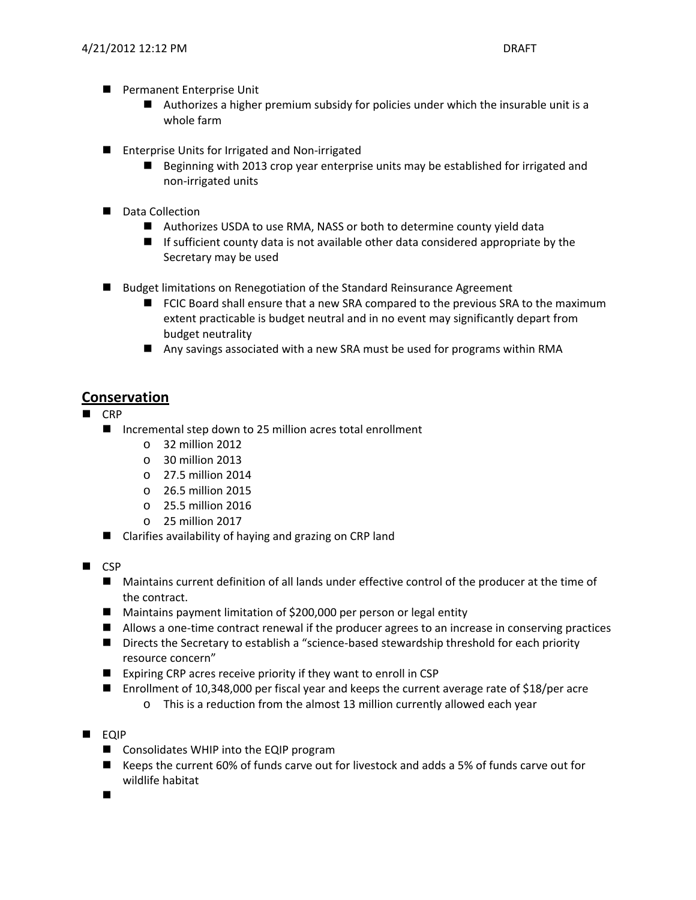- Permanent Enterprise Unit
  - Authorizes a higher premium subsidy for policies under which the insurable unit is a whole farm
- Enterprise Units for Irrigated and Non-irrigated
  - Beginning with 2013 crop year enterprise units may be established for irrigated and non-irrigated units
- Data Collection
  - Authorizes USDA to use RMA, NASS or both to determine county yield data
  - If sufficient county data is not available other data considered appropriate by the Secretary may be used
- Budget limitations on Renegotiation of the Standard Reinsurance Agreement
  - FCIC Board shall ensure that a new SRA compared to the previous SRA to the maximum extent practicable is budget neutral and in no event may significantly depart from budget neutrality
  - Any savings associated with a new SRA must be used for programs within RMA

## Conservation

- CRP
  - Incremental step down to 25 million acres total enrollment
    - 32 million 2012
    - 30 million 2013
    - 27.5 million 2014
    - 26.5 million 2015
    - 25.5 million 2016
    - 25 million 2017
  - Clarifies availability of haying and grazing on CRP land
- CSP
  - Maintains current definition of all lands under effective control of the producer at the time of the contract.
  - Maintains payment limitation of $200,000 per person or legal entity
  - Allows a one-time contract renewal if the producer agrees to an increase in conserving practices
  - Directs the Secretary to establish a "science-based stewardship threshold for each priority resource concern"
  - Expiring CRP acres receive priority if they want to enroll in CSP
  - Enrollment of 10,348,000 per fiscal year and keeps the current average rate of $18/per acre
    - This is a reduction from the almost 13 million currently allowed each year
- EQIP
  - Consolidates WHIP into the EQIP program
  - Keeps the current 60% of funds carve out for livestock and adds a 5% of funds carve out for wildlife habitat
  -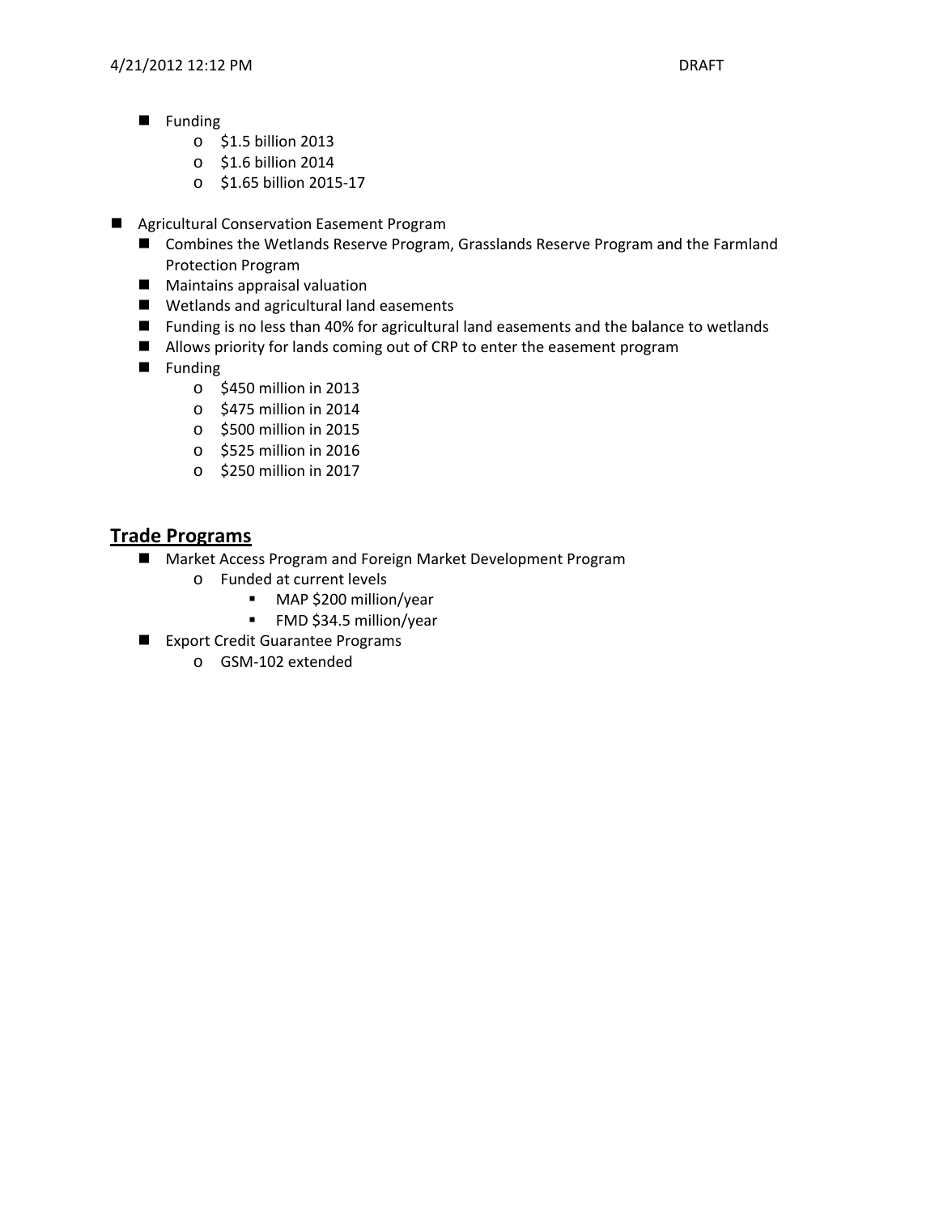- Funding
    - $1.5 billion 2013
    - $1.6 billion 2014
    - $1.65 billion 2015-17

- Agricultural Conservation Easement Program
    - Combines the Wetlands Reserve Program, Grasslands Reserve Program and the Farmland Protection Program
    - Maintains appraisal valuation
    - Wetlands and agricultural land easements
    - Funding is no less than 40% for agricultural land easements and the balance to wetlands
    - Allows priority for lands coming out of CRP to enter the easement program
    - Funding
        - $450 million in 2013
        - $475 million in 2014
        - $500 million in 2015
        - $525 million in 2016
        - $250 million in 2017

## Trade Programs

- Market Access Program and Foreign Market Development Program
    - Funded at current levels
        - MAP $200 million/year
        - FMD $34.5 million/year
- Export Credit Guarantee Programs
    - GSM-102 extended